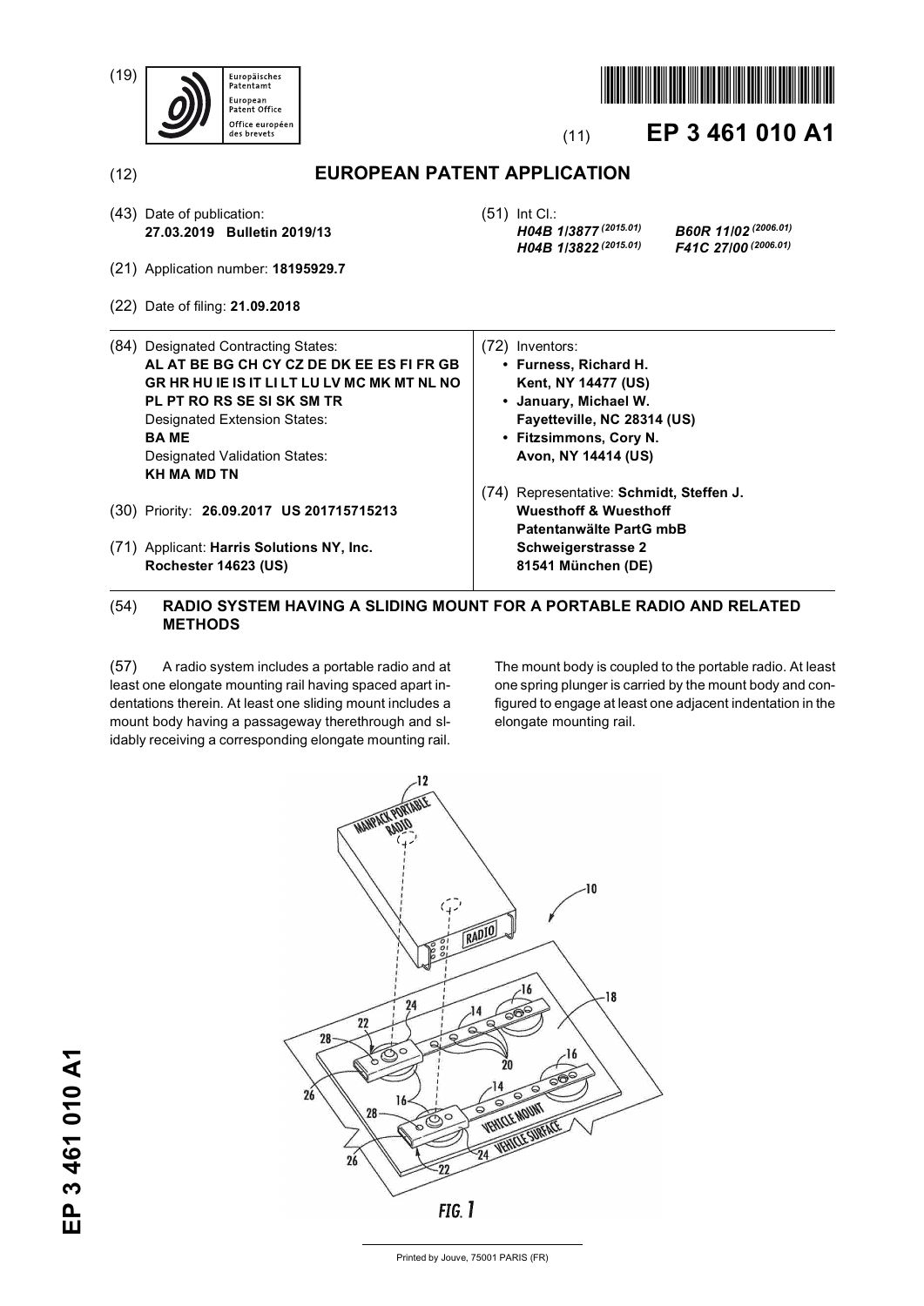(19) Europäisches Patentamt / European Patent Office / Office européen des brevets

(11) **EP 3 461 010 A1**

(12) **EUROPEAN PATENT APPLICATION**

(43) Date of publication: **27.03.2019 Bulletin 2019/13**

(21) Application number: **18195929.7**

(22) Date of filing: **21.09.2018**

(51) Int Cl.:
***H04B 1/3877*** *(2015.01)* ***B60R 11/02*** *(2006.01)*
***H04B 1/3822*** *(2015.01)* ***F41C 27/00*** *(2006.01)*

(84) Designated Contracting States:
**AL AT BE BG CH CY CZ DE DK EE ES FI FR GB GR HR HU IE IS IT LI LT LU LV MC MK MT NL NO PL PT RO RS SE SI SK SM TR**
Designated Extension States:
**BA ME**
Designated Validation States:
**KH MA MD TN**

(30) Priority: **26.09.2017 US 201715715213**

(71) Applicant: **Harris Solutions NY, Inc. Rochester 14623 (US)**

(72) Inventors:
- **Furness, Richard H. Kent, NY 14477 (US)**
- **January, Michael W. Fayetteville, NC 28314 (US)**
- **Fitzsimmons, Cory N. Avon, NY 14414 (US)**

(74) Representative: **Schmidt, Steffen J. Wuesthoff & Wuesthoff Patentanwälte PartG mbB Schweigerstrasse 2 81541 München (DE)**

(54) **RADIO SYSTEM HAVING A SLIDING MOUNT FOR A PORTABLE RADIO AND RELATED METHODS**

(57) A radio system includes a portable radio and at least one elongate mounting rail having spaced apart indentations therein. At least one sliding mount includes a mount body having a passageway therethrough and slidably receiving a corresponding elongate mounting rail. The mount body is coupled to the portable radio. At least one spring plunger is carried by the mount body and configured to engage at least one adjacent indentation in the elongate mounting rail.

12
MANPACK PORTABLE RADIO
RADIO
10
16
18
24
14
22
28
20
16
26
16
14
28
VEHICLE MOUNT
VEHICLE SURFACE
24
26
22

*FIG. 1*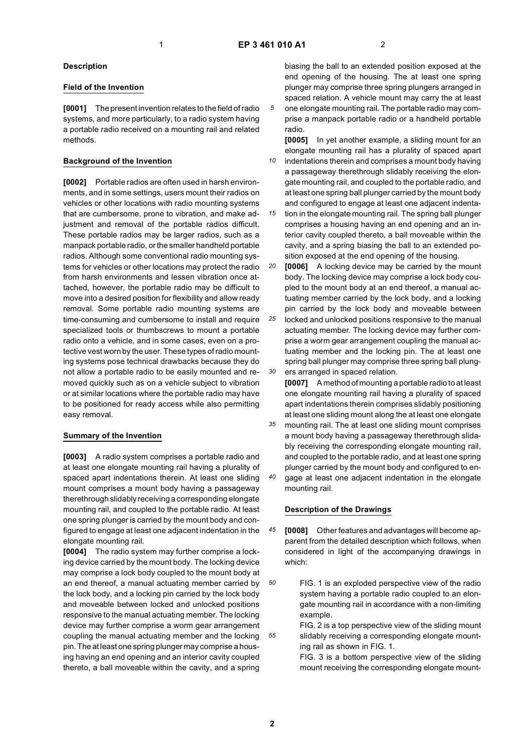## Description

### Field of the Invention

**[0001]** The present invention relates to the field of radio systems, and more particularly, to a radio system having a portable radio received on a mounting rail and related methods.

### Background of the Invention

**[0002]** Portable radios are often used in harsh environments, and in some settings, users mount their radios on vehicles or other locations with radio mounting systems that are cumbersome, prone to vibration, and make adjustment and removal of the portable radios difficult. These portable radios may be larger radios, such as a manpack portable radio, or the smaller handheld portable radios. Although some conventional radio mounting systems for vehicles or other locations may protect the radio from harsh environments and lessen vibration once attached, however, the portable radio may be difficult to move into a desired position for flexibility and allow ready removal. Some portable radio mounting systems are time-consuming and cumbersome to install and require specialized tools or thumbscrews to mount a portable radio onto a vehicle, and in some cases, even on a protective vest worn by the user. These types of radio mounting systems pose technical drawbacks because they do not allow a portable radio to be easily mounted and removed quickly such as on a vehicle subject to vibration or at similar locations where the portable radio may have to be positioned for ready access while also permitting easy removal.

### Summary of the Invention

**[0003]** A radio system comprises a portable radio and at least one elongate mounting rail having a plurality of spaced apart indentations therein. At least one sliding mount comprises a mount body having a passageway therethrough slidably receiving a corresponding elongate mounting rail, and coupled to the portable radio. At least one spring plunger is carried by the mount body and configured to engage at least one adjacent indentation in the elongate mounting rail.

**[0004]** The radio system may further comprise a locking device carried by the mount body. The locking device may comprise a lock body coupled to the mount body at an end thereof, a manual actuating member carried by the lock body, and a locking pin carried by the lock body and moveable between locked and unlocked positions responsive to the manual actuating member. The locking device may further comprise a worm gear arrangement coupling the manual actuating member and the locking pin. The at least one spring plunger may comprise a housing having an end opening and an interior cavity coupled thereto, a ball moveable within the cavity, and a spring biasing the ball to an extended position exposed at the end opening of the housing. The at least one spring plunger may comprise three spring plungers arranged in spaced relation. A vehicle mount may carry the at least one elongate mounting rail. The portable radio may comprise a manpack portable radio or a handheld portable radio.

**[0005]** In yet another example, a sliding mount for an elongate mounting rail has a plurality of spaced apart indentations therein and comprises a mount body having a passageway therethrough slidably receiving the elongate mounting rail, and coupled to the portable radio, and at least one spring ball plunger carried by the mount body and configured to engage at least one adjacent indentation in the elongate mounting rail. The spring ball plunger comprises a housing having an end opening and an interior cavity coupled thereto, a ball moveable within the cavity, and a spring biasing the ball to an extended position exposed at the end opening of the housing.

**[0006]** A locking device may be carried by the mount body. The locking device may comprise a lock body coupled to the mount body at an end thereof, a manual actuating member carried by the lock body, and a locking pin carried by the lock body and moveable between locked and unlocked positions responsive to the manual actuating member. The locking device may further comprise a worm gear arrangement coupling the manual actuating member and the locking pin. The at least one spring ball plunger may comprise three spring ball plungers arranged in spaced relation.

**[0007]** A method of mounting a portable radio to at least one elongate mounting rail having a plurality of spaced apart indentations therein comprises slidably positioning at least one sliding mount along the at least one elongate mounting rail. The at least one sliding mount comprises a mount body having a passageway therethrough slidably receiving the corresponding elongate mounting rail, and coupled to the portable radio, and at least one spring plunger carried by the mount body and configured to engage at least one adjacent indentation in the elongate mounting rail.

### Description of the Drawings

**[0008]** Other features and advantages will become apparent from the detailed description which follows, when considered in light of the accompanying drawings in which:

FIG. 1 is an exploded perspective view of the radio system having a portable radio coupled to an elongate mounting rail in accordance with a non-limiting example.

FIG. 2 is a top perspective view of the sliding mount slidably receiving a corresponding elongate mounting rail as shown in FIG. 1.

FIG. 3 is a bottom perspective view of the sliding mount receiving the corresponding elongate mount-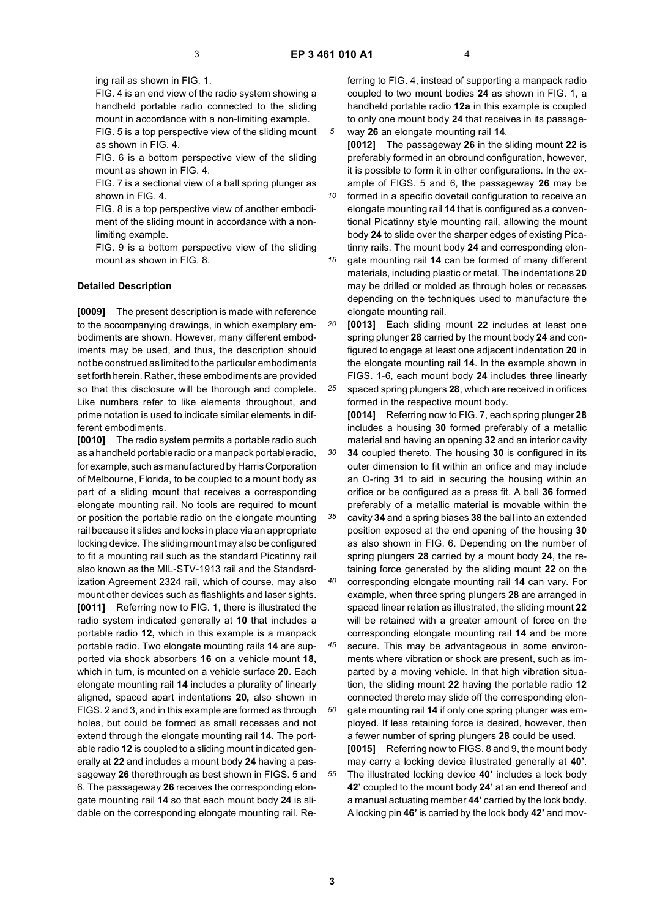ing rail as shown in FIG. 1.

FIG. 4 is an end view of the radio system showing a handheld portable radio connected to the sliding mount in accordance with a non-limiting example.

FIG. 5 is a top perspective view of the sliding mount as shown in FIG. 4.

FIG. 6 is a bottom perspective view of the sliding mount as shown in FIG. 4.

FIG. 7 is a sectional view of a ball spring plunger as shown in FIG. 4.

FIG. 8 is a top perspective view of another embodiment of the sliding mount in accordance with a non-limiting example.

FIG. 9 is a bottom perspective view of the sliding mount as shown in FIG. 8.

## Detailed Description

**[0009]** The present description is made with reference to the accompanying drawings, in which exemplary embodiments are shown. However, many different embodiments may be used, and thus, the description should not be construed as limited to the particular embodiments set forth herein. Rather, these embodiments are provided so that this disclosure will be thorough and complete. Like numbers refer to like elements throughout, and prime notation is used to indicate similar elements in different embodiments.

**[0010]** The radio system permits a portable radio such as a handheld portable radio or a manpack portable radio, for example, such as manufactured by Harris Corporation of Melbourne, Florida, to be coupled to a mount body as part of a sliding mount that receives a corresponding elongate mounting rail. No tools are required to mount or position the portable radio on the elongate mounting rail because it slides and locks in place via an appropriate locking device. The sliding mount may also be configured to fit a mounting rail such as the standard Picatinny rail also known as the MIL-STV-1913 rail and the Standardization Agreement 2324 rail, which of course, may also mount other devices such as flashlights and laser sights.

**[0011]** Referring now to FIG. 1, there is illustrated the radio system indicated generally at **10** that includes a portable radio **12,** which in this example is a manpack portable radio. Two elongate mounting rails **14** are supported via shock absorbers **16** on a vehicle mount **18,** which in turn, is mounted on a vehicle surface **20.** Each elongate mounting rail **14** includes a plurality of linearly aligned, spaced apart indentations **20,** also shown in FIGS. 2 and 3, and in this example are formed as through holes, but could be formed as small recesses and not extend through the elongate mounting rail **14.** The portable radio **12** is coupled to a sliding mount indicated generally at **22** and includes a mount body **24** having a passageway **26** therethrough as best shown in FIGS. 5 and 6. The passageway **26** receives the corresponding elongate mounting rail **14** so that each mount body **24** is slidable on the corresponding elongate mounting rail. Referring to FIG. 4, instead of supporting a manpack radio coupled to two mount bodies **24** as shown in FIG. 1, a handheld portable radio **12a** in this example is coupled to only one mount body **24** that receives in its passageway **26** an elongate mounting rail **14**.

**[0012]** The passageway **26** in the sliding mount **22** is preferably formed in an obround configuration, however, it is possible to form it in other configurations. In the example of FIGS. 5 and 6, the passageway **26** may be formed in a specific dovetail configuration to receive an elongate mounting rail **14** that is configured as a conventional Picatinny style mounting rail, allowing the mount body **24** to slide over the sharper edges of existing Picatinny rails. The mount body **24** and corresponding elongate mounting rail **14** can be formed of many different materials, including plastic or metal. The indentations **20** may be drilled or molded as through holes or recesses depending on the techniques used to manufacture the elongate mounting rail.

**[0013]** Each sliding mount **22** includes at least one spring plunger **28** carried by the mount body **24** and configured to engage at least one adjacent indentation **20** in the elongate mounting rail **14**. In the example shown in FIGS. 1-6, each mount body **24** includes three linearly spaced spring plungers **28**, which are received in orifices formed in the respective mount body.

**[0014]** Referring now to FIG. 7, each spring plunger **28** includes a housing **30** formed preferably of a metallic material and having an opening **32** and an interior cavity **34** coupled thereto. The housing **30** is configured in its outer dimension to fit within an orifice and may include an O-ring **31** to aid in securing the housing within an orifice or be configured as a press fit. A ball **36** formed preferably of a metallic material is movable within the cavity **34** and a spring biases **38** the ball into an extended position exposed at the end opening of the housing **30** as also shown in FIG. 6. Depending on the number of spring plungers **28** carried by a mount body **24**, the retaining force generated by the sliding mount **22** on the corresponding elongate mounting rail **14** can vary. For example, when three spring plungers **28** are arranged in spaced linear relation as illustrated, the sliding mount **22** will be retained with a greater amount of force on the corresponding elongate mounting rail **14** and be more secure. This may be advantageous in some environments where vibration or shock are present, such as imparted by a moving vehicle. In that high vibration situation, the sliding mount **22** having the portable radio **12** connected thereto may slide off the corresponding elongate mounting rail **14** if only one spring plunger was employed. If less retaining force is desired, however, then a fewer number of spring plungers **28** could be used.

**[0015]** Referring now to FIGS. 8 and 9, the mount body may carry a locking device illustrated generally at **40'**. The illustrated locking device **40'** includes a lock body **42'** coupled to the mount body **24'** at an end thereof and a manual actuating member **44'** carried by the lock body. A locking pin **46'** is carried by the lock body **42'** and mov-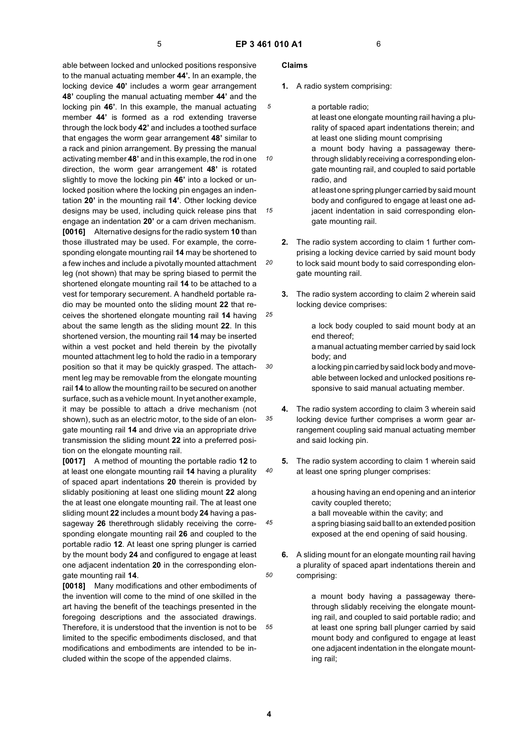able between locked and unlocked positions responsive to the manual actuating member **44'**. In an example, the locking device **40'** includes a worm gear arrangement **48'** coupling the manual actuating member **44'** and the locking pin **46'**. In this example, the manual actuating member **44'** is formed as a rod extending traverse through the lock body **42'** and includes a toothed surface that engages the worm gear arrangement **48'** similar to a rack and pinion arrangement. By pressing the manual activating member **48'** and in this example, the rod in one direction, the worm gear arrangement **48'** is rotated slightly to move the locking pin **46'** into a locked or unlocked position where the locking pin engages an indentation **20'** in the mounting rail **14'**. Other locking device designs may be used, including quick release pins that engage an indentation **20'** or a cam driven mechanism.

**[0016]** Alternative designs for the radio system **10** than those illustrated may be used. For example, the corresponding elongate mounting rail **14** may be shortened to a few inches and include a pivotally mounted attachment leg (not shown) that may be spring biased to permit the shortened elongate mounting rail **14** to be attached to a vest for temporary securement. A handheld portable radio may be mounted onto the sliding mount **22** that receives the shortened elongate mounting rail **14** having about the same length as the sliding mount **22**. In this shortened version, the mounting rail **14** may be inserted within a vest pocket and held therein by the pivotally mounted attachment leg to hold the radio in a temporary position so that it may be quickly grasped. The attachment leg may be removable from the elongate mounting rail **14** to allow the mounting rail to be secured on another surface, such as a vehicle mount. In yet another example, it may be possible to attach a drive mechanism (not shown), such as an electric motor, to the side of an elongate mounting rail **14** and drive via an appropriate drive transmission the sliding mount **22** into a preferred position on the elongate mounting rail.

**[0017]** A method of mounting the portable radio **12** to at least one elongate mounting rail **14** having a plurality of spaced apart indentations **20** therein is provided by slidably positioning at least one sliding mount **22** along the at least one elongate mounting rail. The at least one sliding mount **22** includes a mount body **24** having a passageway **26** therethrough slidably receiving the corresponding elongate mounting rail **26** and coupled to the portable radio **12**. At least one spring plunger is carried by the mount body **24** and configured to engage at least one adjacent indentation **20** in the corresponding elongate mounting rail **14**.

**[0018]** Many modifications and other embodiments of the invention will come to the mind of one skilled in the art having the benefit of the teachings presented in the foregoing descriptions and the associated drawings. Therefore, it is understood that the invention is not to be limited to the specific embodiments disclosed, and that modifications and embodiments are intended to be included within the scope of the appended claims.

## Claims

**1.** A radio system comprising:

a portable radio;
at least one elongate mounting rail having a plurality of spaced apart indentations therein; and
at least one sliding mount comprising
a mount body having a passageway therethrough slidably receiving a corresponding elongate mounting rail, and coupled to said portable radio, and
at least one spring plunger carried by said mount body and configured to engage at least one adjacent indentation in said corresponding elongate mounting rail.

**2.** The radio system according to claim 1 further comprising a locking device carried by said mount body to lock said mount body to said corresponding elongate mounting rail.

**3.** The radio system according to claim 2 wherein said locking device comprises:

a lock body coupled to said mount body at an end thereof;
a manual actuating member carried by said lock body; and
a locking pin carried by said lock body and moveable between locked and unlocked positions responsive to said manual actuating member.

**4.** The radio system according to claim 3 wherein said locking device further comprises a worm gear arrangement coupling said manual actuating member and said locking pin.

**5.** The radio system according to claim 1 wherein said at least one spring plunger comprises:

a housing having an end opening and an interior cavity coupled thereto;
a ball moveable within the cavity; and
a spring biasing said ball to an extended position exposed at the end opening of said housing.

**6.** A sliding mount for an elongate mounting rail having a plurality of spaced apart indentations therein and comprising:

a mount body having a passageway therethrough slidably receiving the elongate mounting rail, and coupled to said portable radio; and
at least one spring ball plunger carried by said mount body and configured to engage at least one adjacent indentation in the elongate mounting rail;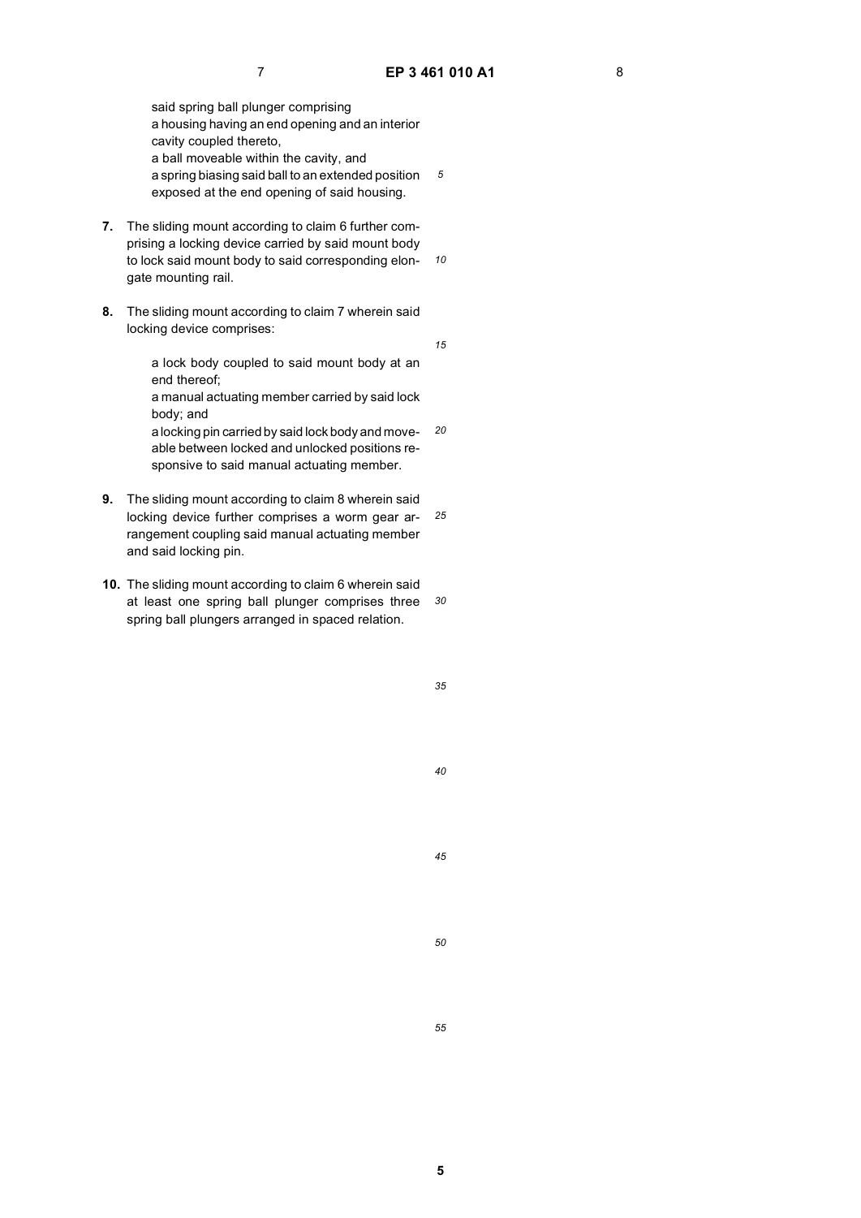said spring ball plunger comprising
a housing having an end opening and an interior cavity coupled thereto,
a ball moveable within the cavity, and
a spring biasing said ball to an extended position exposed at the end opening of said housing.

**7.** The sliding mount according to claim 6 further comprising a locking device carried by said mount body to lock said mount body to said corresponding elongate mounting rail.

**8.** The sliding mount according to claim 7 wherein said locking device comprises:

a lock body coupled to said mount body at an end thereof;
a manual actuating member carried by said lock body; and
a locking pin carried by said lock body and moveable between locked and unlocked positions responsive to said manual actuating member.

**9.** The sliding mount according to claim 8 wherein said locking device further comprises a worm gear arrangement coupling said manual actuating member and said locking pin.

**10.** The sliding mount according to claim 6 wherein said at least one spring ball plunger comprises three spring ball plungers arranged in spaced relation.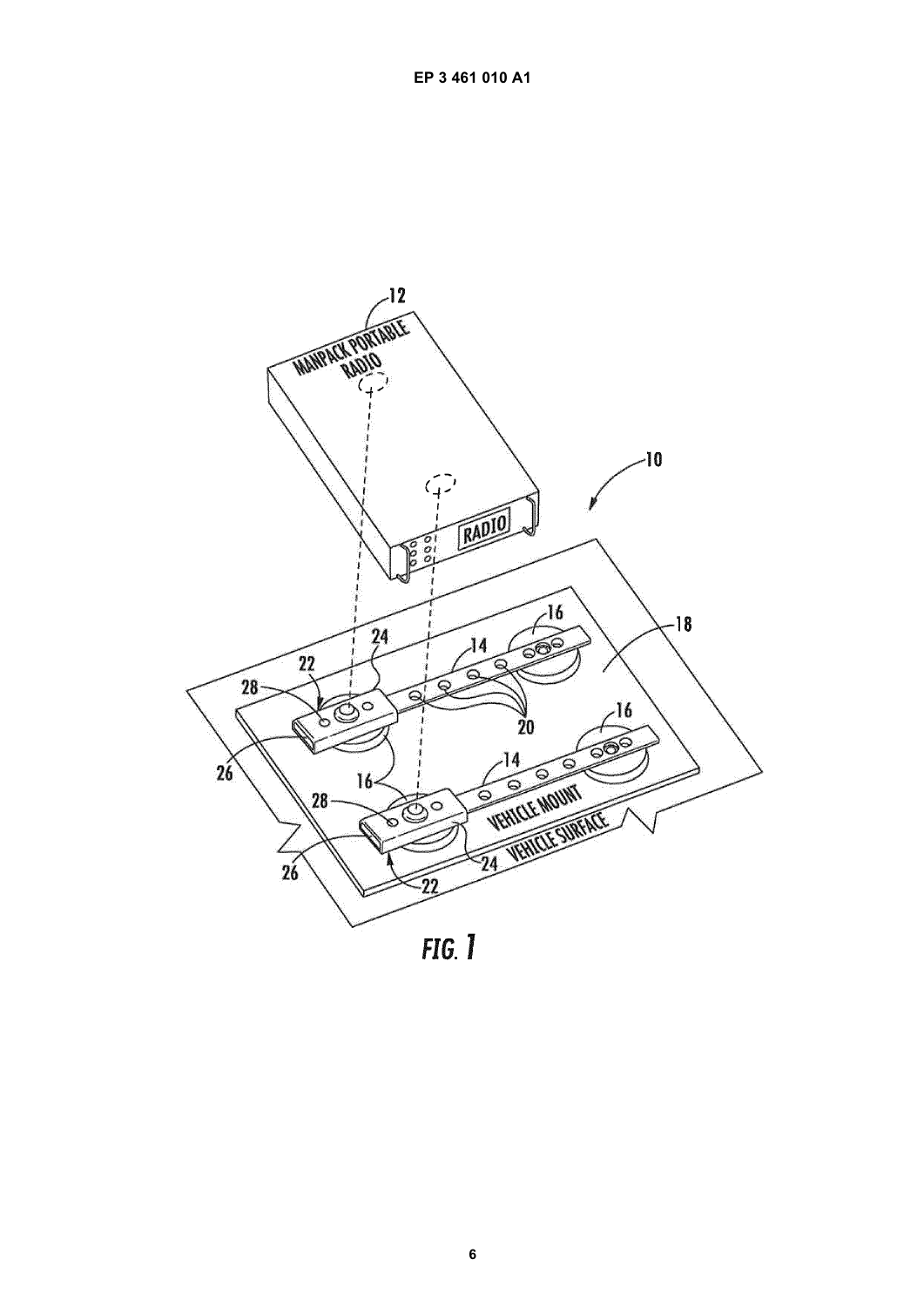FIG. 1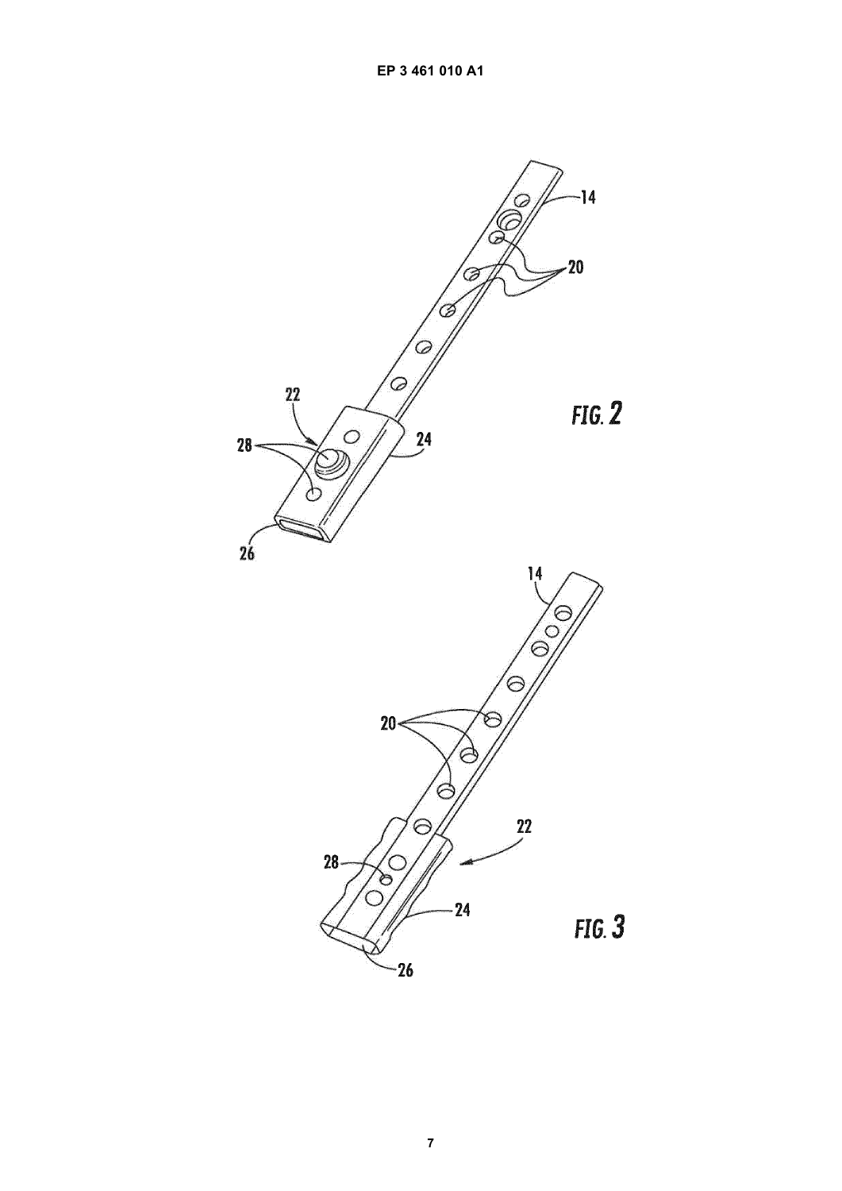FIG. 2

14
20
22
28
24
26

FIG. 3

14
20
22
28
24
26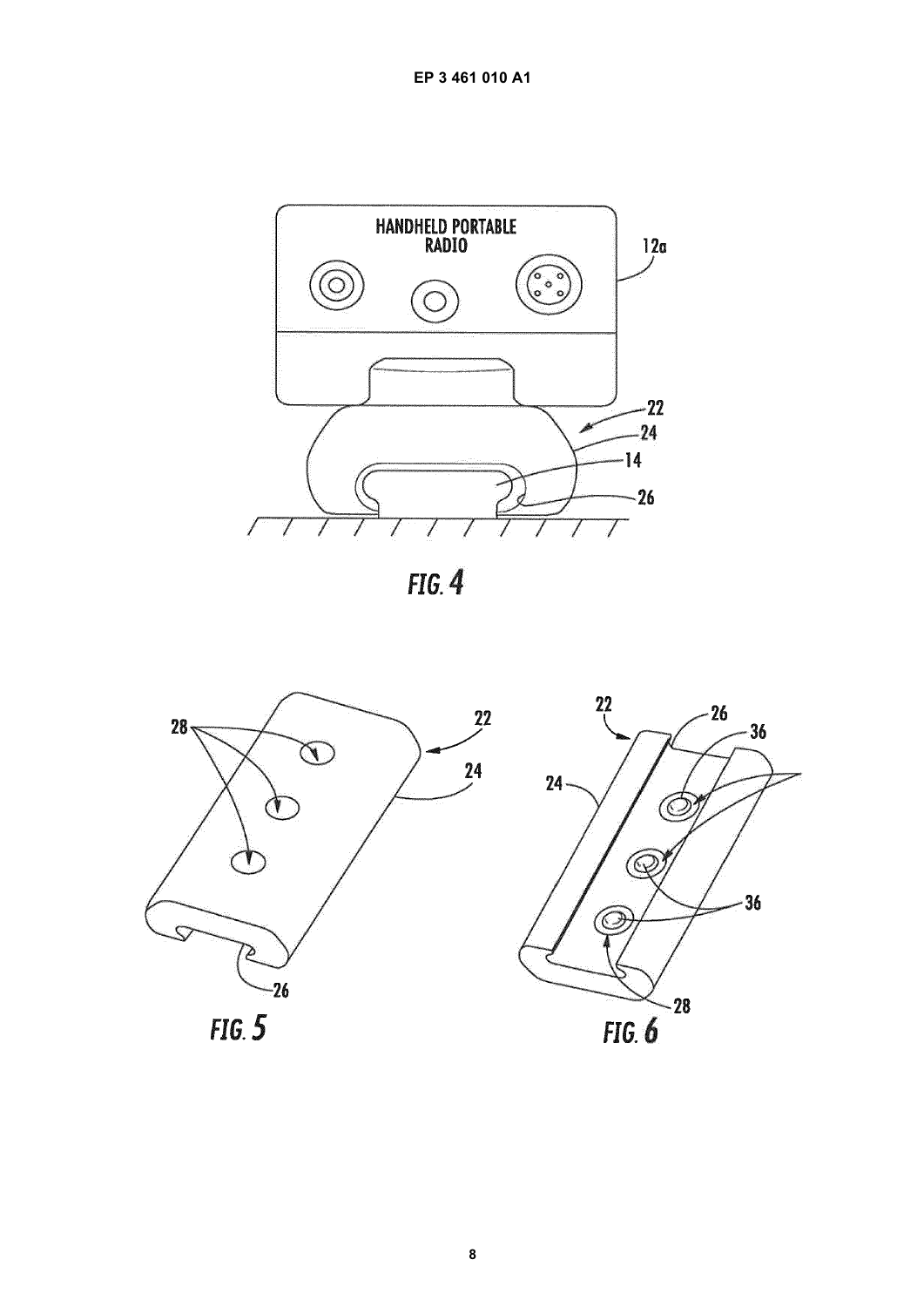FIG. 4

FIG. 5

FIG. 6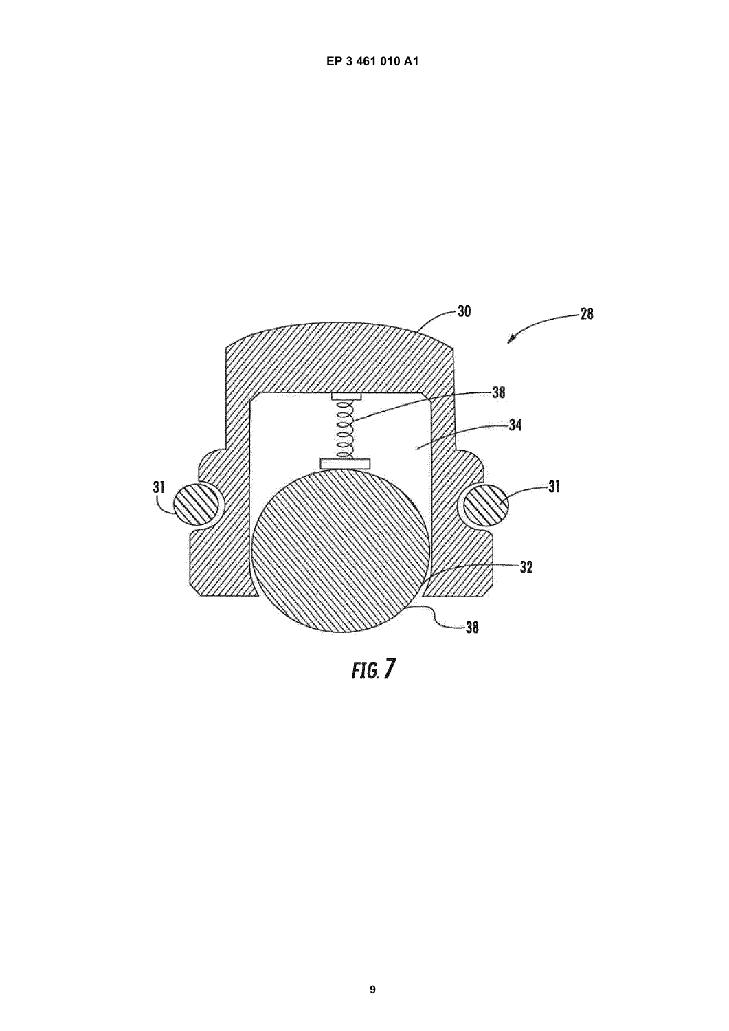FIG. 7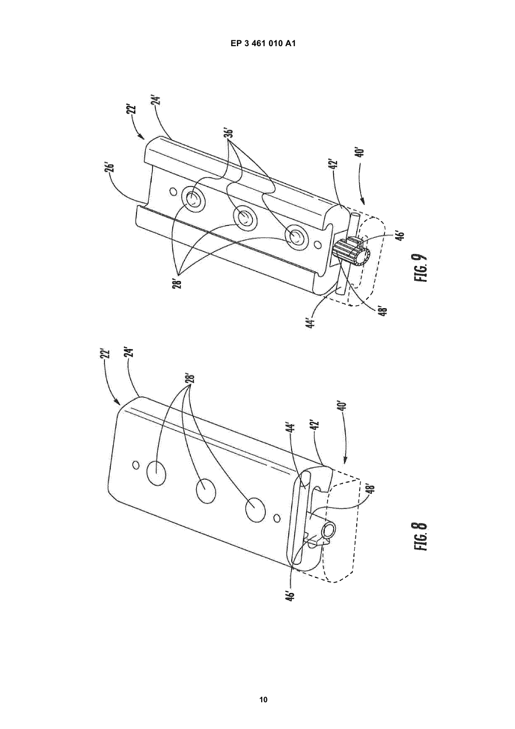FIG. 8

FIG. 9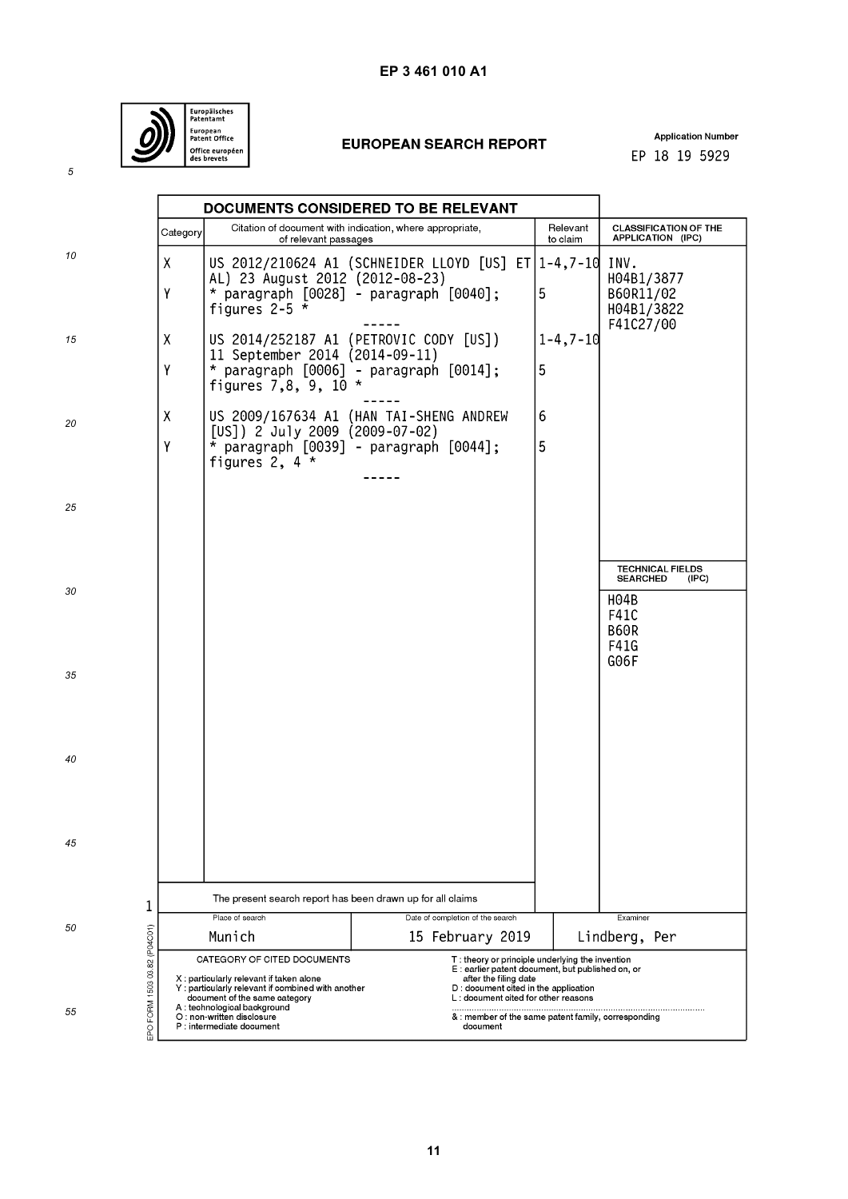EP 3 461 010 A1

Europäisches Patentamt
European Patent Office
Office européen des brevets

# EUROPEAN SEARCH REPORT

Application Number
EP 18 19 5929

| DOCUMENTS CONSIDERED TO BE RELEVANT | | | |
|---|---|---|---|
| Category | Citation of document with indication, where appropriate, of relevant passages | Relevant to claim | CLASSIFICATION OF THE APPLICATION (IPC) |
| X<br>Y | US 2012/210624 A1 (SCHNEIDER LLOYD [US] ET AL) 23 August 2012 (2012-08-23)<br>* paragraph [0028] - paragraph [0040]; figures 2-5 * | 1-4,7-10<br>5 | INV.<br>H04B1/3877<br>B60R11/02<br>H04B1/3822<br>F41C27/00 |
| X<br>Y | US 2014/252187 A1 (PETROVIC CODY [US]) 11 September 2014 (2014-09-11)<br>* paragraph [0006] - paragraph [0014]; figures 7,8, 9, 10 * | 1-4,7-10<br>5 | |
| X<br>Y | US 2009/167634 A1 (HAN TAI-SHENG ANDREW [US]) 2 July 2009 (2009-07-02)<br>* paragraph [0039] - paragraph [0044]; figures 2, 4 * | 6<br>5 | |
| | | | TECHNICAL FIELDS SEARCHED (IPC)<br>H04B<br>F41C<br>B60R<br>F41G<br>G06F |

The present search report has been drawn up for all claims

| Place of search | Date of completion of the search | Examiner |
|---|---|---|
| Munich | 15 February 2019 | Lindberg, Per |

CATEGORY OF CITED DOCUMENTS

X : particularly relevant if taken alone
Y : particularly relevant if combined with another document of the same category
A : technological background
O : non-written disclosure
P : intermediate document

T : theory or principle underlying the invention
E : earlier patent document, but published on, or after the filing date
D : document cited in the application
L : document cited for other reasons

& : member of the same patent family, corresponding document

EPO FORM 1503 03.82 (P04C01)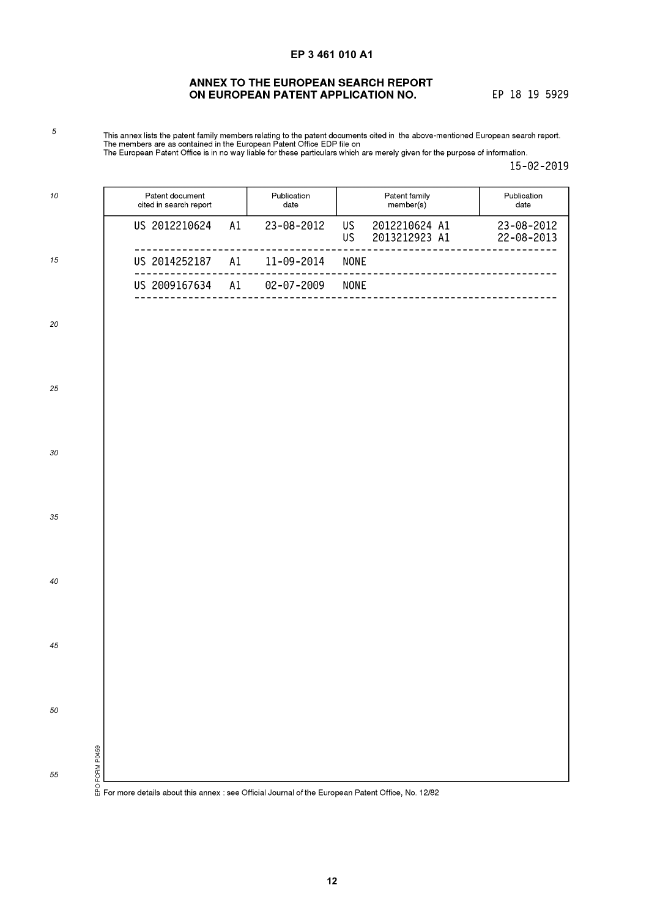## ANNEX TO THE EUROPEAN SEARCH REPORT ON EUROPEAN PATENT APPLICATION NO. EP 18 19 5929

This annex lists the patent family members relating to the patent documents cited in the above-mentioned European search report. The members are as contained in the European Patent Office EDP file on
The European Patent Office is in no way liable for these particulars which are merely given for the purpose of information.

15-02-2019

| Patent document cited in search report | Publication date | Patent family member(s) | Publication date |
|---|---|---|---|
| US 2012210624 A1 | 23-08-2012 | US 2012210624 A1<br>US 2013212923 A1 | 23-08-2012<br>22-08-2013 |
| US 2014252187 A1 | 11-09-2014 | NONE | |
| US 2009167634 A1 | 02-07-2009 | NONE | |

EPO FORM P0459

For more details about this annex : see Official Journal of the European Patent Office, No. 12/82